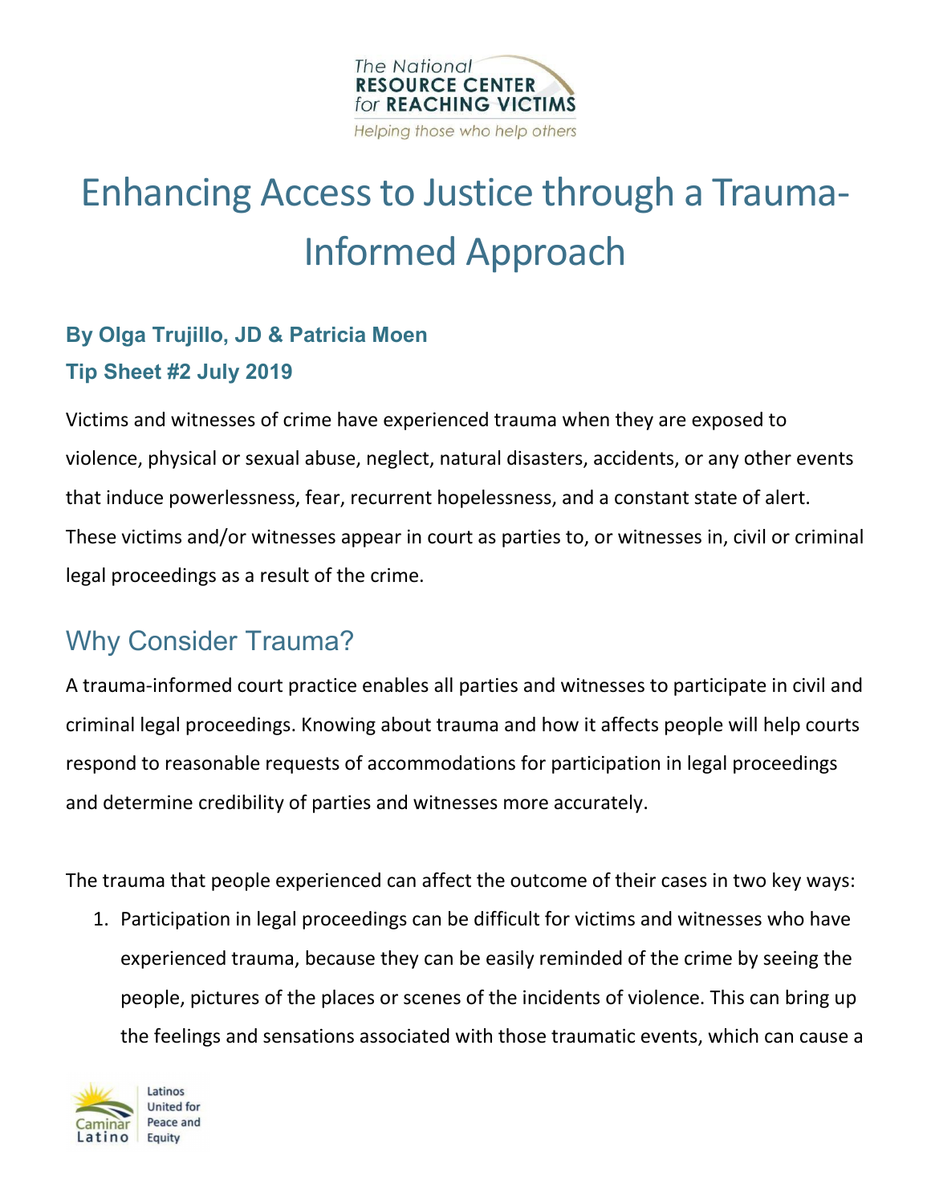The National RESOURCE CENTER for REACHING VICTIMS

*Helping those who help others*

# Enhancing Access to Justice through a Trauma-Informed Approach

**By Olga Trujillo, JD & Patricia Moen**

**Tip Sheet #2 July 2019**

Victims and witnesses of crime have experienced trauma when they are exposed to violence, physical or sexual abuse, neglect, natural disasters, accidents, or any other events that induce powerlessness, fear, recurrent hopelessness, and a constant state of alert. These victims and/or witnesses appear in court as parties to, or witnesses in, civil or criminal legal proceedings as a result of the crime.

## Why Consider Trauma?

A trauma-informed court practice enables all parties and witnesses to participate in civil and criminal legal proceedings. Knowing about trauma and how it affects people will help courts respond to reasonable requests of accommodations for participation in legal proceedings and determine credibility of parties and witnesses more accurately.

The trauma that people experienced can affect the outcome of their cases in two key ways:

1. Participation in legal proceedings can be difficult for victims and witnesses who have experienced trauma, because they can be easily reminded of the crime by seeing the people, pictures of the places or scenes of the incidents of violence. This can bring up the feelings and sensations associated with those traumatic events, which can cause a

Caminar Latino — Latinos United for Peace and Equity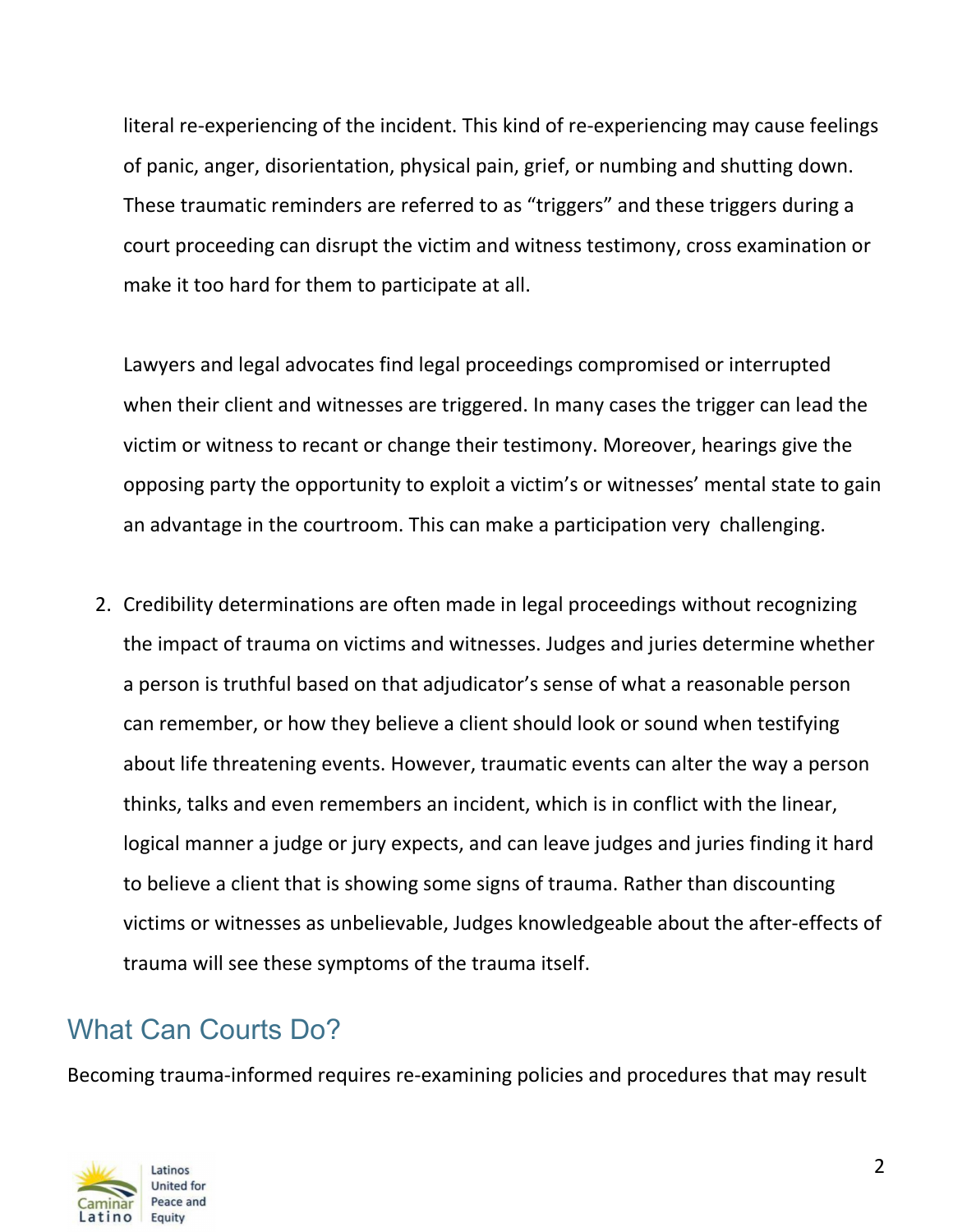literal re-experiencing of the incident. This kind of re-experiencing may cause feelings of panic, anger, disorientation, physical pain, grief, or numbing and shutting down. These traumatic reminders are referred to as "triggers" and these triggers during a court proceeding can disrupt the victim and witness testimony, cross examination or make it too hard for them to participate at all.

Lawyers and legal advocates find legal proceedings compromised or interrupted when their client and witnesses are triggered. In many cases the trigger can lead the victim or witness to recant or change their testimony. Moreover, hearings give the opposing party the opportunity to exploit a victim's or witnesses' mental state to gain an advantage in the courtroom. This can make a participation very challenging.

2. Credibility determinations are often made in legal proceedings without recognizing the impact of trauma on victims and witnesses. Judges and juries determine whether a person is truthful based on that adjudicator's sense of what a reasonable person can remember, or how they believe a client should look or sound when testifying about life threatening events. However, traumatic events can alter the way a person thinks, talks and even remembers an incident, which is in conflict with the linear, logical manner a judge or jury expects, and can leave judges and juries finding it hard to believe a client that is showing some signs of trauma. Rather than discounting victims or witnesses as unbelievable, Judges knowledgeable about the after-effects of trauma will see these symptoms of the trauma itself.

## What Can Courts Do?

Becoming trauma-informed requires re-examining policies and procedures that may result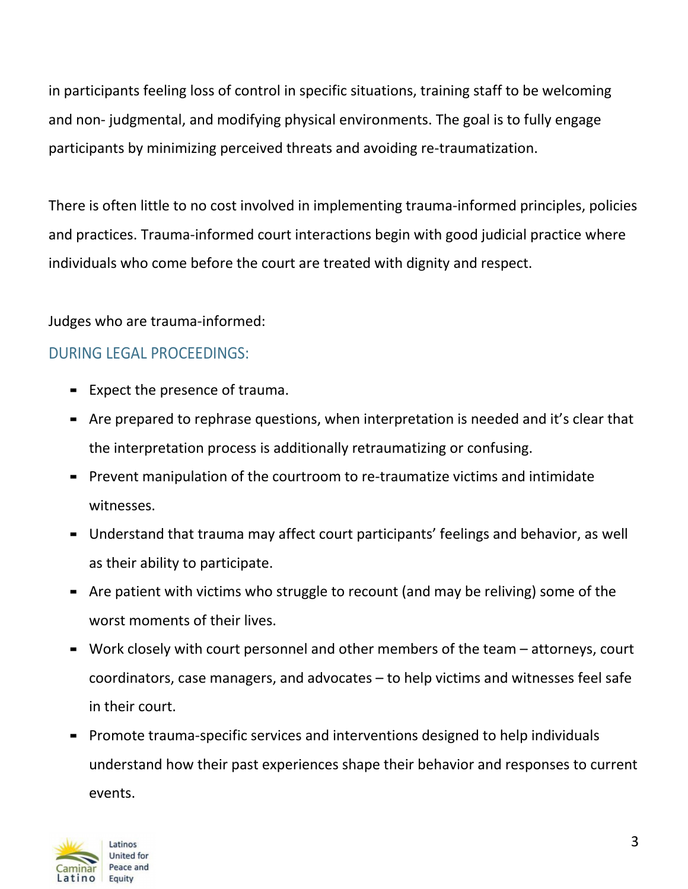in participants feeling loss of control in specific situations, training staff to be welcoming and non- judgmental, and modifying physical environments. The goal is to fully engage participants by minimizing perceived threats and avoiding re-traumatization.

There is often little to no cost involved in implementing trauma-informed principles, policies and practices. Trauma-informed court interactions begin with good judicial practice where individuals who come before the court are treated with dignity and respect.

Judges who are trauma-informed:

## DURING LEGAL PROCEEDINGS:

- Expect the presence of trauma.
- Are prepared to rephrase questions, when interpretation is needed and it's clear that the interpretation process is additionally retraumatizing or confusing.
- Prevent manipulation of the courtroom to re-traumatize victims and intimidate witnesses.
- Understand that trauma may affect court participants' feelings and behavior, as well as their ability to participate.
- Are patient with victims who struggle to recount (and may be reliving) some of the worst moments of their lives.
- Work closely with court personnel and other members of the team – attorneys, court coordinators, case managers, and advocates – to help victims and witnesses feel safe in their court.
- Promote trauma-specific services and interventions designed to help individuals understand how their past experiences shape their behavior and responses to current events.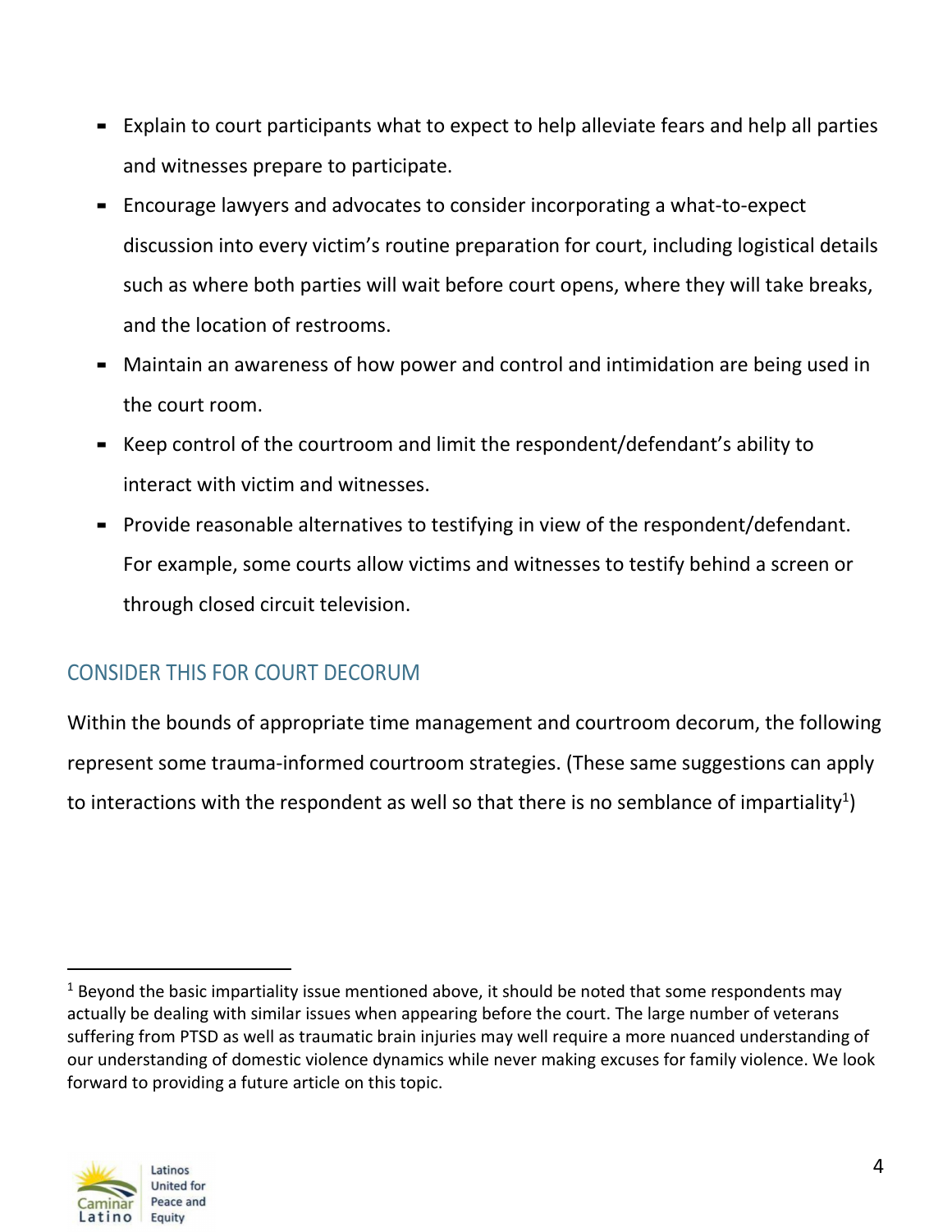- Explain to court participants what to expect to help alleviate fears and help all parties and witnesses prepare to participate.
- Encourage lawyers and advocates to consider incorporating a what-to-expect discussion into every victim's routine preparation for court, including logistical details such as where both parties will wait before court opens, where they will take breaks, and the location of restrooms.
- Maintain an awareness of how power and control and intimidation are being used in the court room.
- Keep control of the courtroom and limit the respondent/defendant's ability to interact with victim and witnesses.
- Provide reasonable alternatives to testifying in view of the respondent/defendant. For example, some courts allow victims and witnesses to testify behind a screen or through closed circuit television.

## CONSIDER THIS FOR COURT DECORUM

Within the bounds of appropriate time management and courtroom decorum, the following represent some trauma-informed courtroom strategies. (These same suggestions can apply to interactions with the respondent as well so that there is no semblance of impartiality[1])

[1] Beyond the basic impartiality issue mentioned above, it should be noted that some respondents may actually be dealing with similar issues when appearing before the court. The large number of veterans suffering from PTSD as well as traumatic brain injuries may well require a more nuanced understanding of our understanding of domestic violence dynamics while never making excuses for family violence. We look forward to providing a future article on this topic.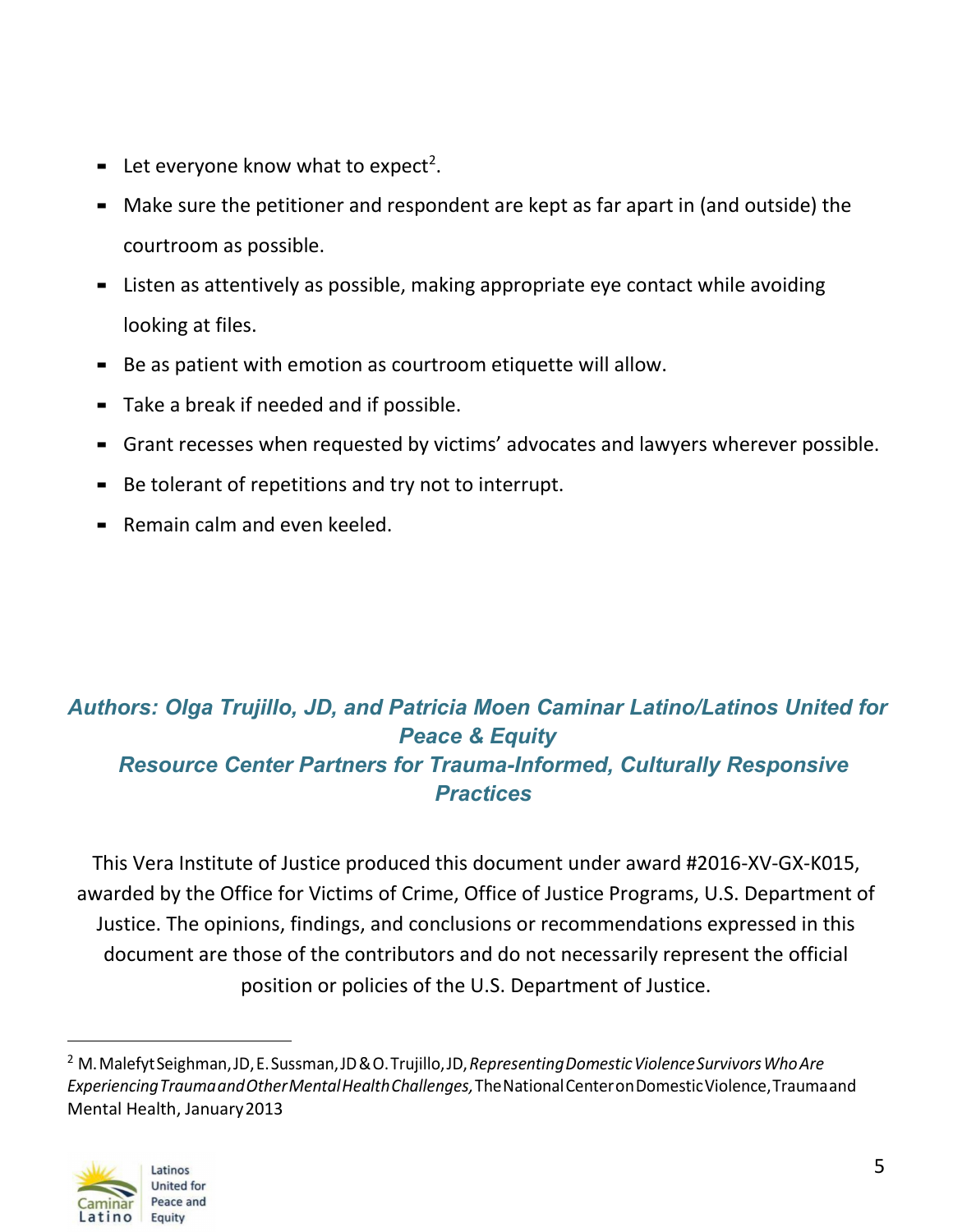- Let everyone know what to expect[2].
- Make sure the petitioner and respondent are kept as far apart in (and outside) the courtroom as possible.
- Listen as attentively as possible, making appropriate eye contact while avoiding looking at files.
- Be as patient with emotion as courtroom etiquette will allow.
- Take a break if needed and if possible.
- Grant recesses when requested by victims' advocates and lawyers wherever possible.
- Be tolerant of repetitions and try not to interrupt.
- Remain calm and even keeled.

***Authors: Olga Trujillo, JD, and Patricia Moen Caminar Latino/Latinos United for Peace & Equity***
***Resource Center Partners for Trauma-Informed, Culturally Responsive Practices***

This Vera Institute of Justice produced this document under award #2016-XV-GX-K015, awarded by the Office for Victims of Crime, Office of Justice Programs, U.S. Department of Justice. The opinions, findings, and conclusions or recommendations expressed in this document are those of the contributors and do not necessarily represent the official position or policies of the U.S. Department of Justice.

---

[2] M. Malefyt Seighman, JD, E. Sussman, JD & O. Trujillo, JD, *Representing Domestic Violence Survivors Who Are Experiencing Trauma and Other Mental Health Challenges,* The National Center on Domestic Violence, Trauma and Mental Health, January 2013

Caminar Latino | Latinos United for Peace and Equity